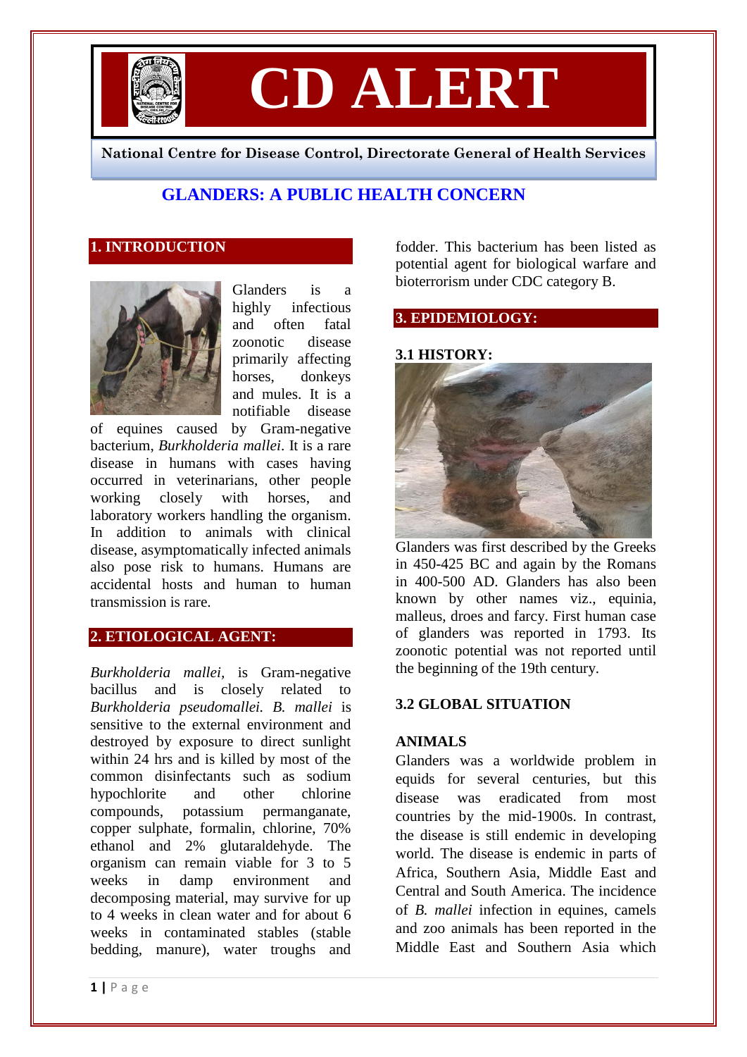# CD ALERT

National Centre for Disease Control, Directorate General of Health Services

## GLANDERS: A PUBLIC HEALTH CONCERN

### 1. INTRODUCTION

Glanders is a highly infectious and often fatal zoonotic disease primarily affecting horses, donkeys and mules. It is a notifiable disease of equines caused by Gram-negative bacterium, *Burkholderia mallei*. It is a rare disease in humans with cases having occurred in veterinarians, other people working closely with horses, and laboratory workers handling the organism. In addition to animals with clinical disease, asymptomatically infected animals also pose risk to humans. Humans are accidental hosts and human to human transmission is rare.

### 2. ETIOLOGICAL AGENT:

*Burkholderia mallei,* is Gram-negative bacillus and is closely related to *Burkholderia pseudomallei. B. mallei* is sensitive to the external environment and destroyed by exposure to direct sunlight within 24 hrs and is killed by most of the common disinfectants such as sodium hypochlorite and other chlorine compounds, potassium permanganate, copper sulphate, formalin, chlorine, 70% ethanol and 2% glutaraldehyde. The organism can remain viable for 3 to 5 weeks in damp environment and decomposing material, may survive for up to 4 weeks in clean water and for about 6 weeks in contaminated stables (stable bedding, manure), water troughs and fodder. This bacterium has been listed as potential agent for biological warfare and bioterrorism under CDC category B.

### 3. EPIDEMIOLOGY:

#### 3.1 HISTORY:

Glanders was first described by the Greeks in 450-425 BC and again by the Romans in 400-500 AD. Glanders has also been known by other names viz., equinia, malleus, droes and farcy. First human case of glanders was reported in 1793. Its zoonotic potential was not reported until the beginning of the 19th century.

#### 3.2 GLOBAL SITUATION

**ANIMALS**

Glanders was a worldwide problem in equids for several centuries, but this disease was eradicated from most countries by the mid-1900s. In contrast, the disease is still endemic in developing world. The disease is endemic in parts of Africa, Southern Asia, Middle East and Central and South America. The incidence of *B. mallei* infection in equines, camels and zoo animals has been reported in the Middle East and Southern Asia which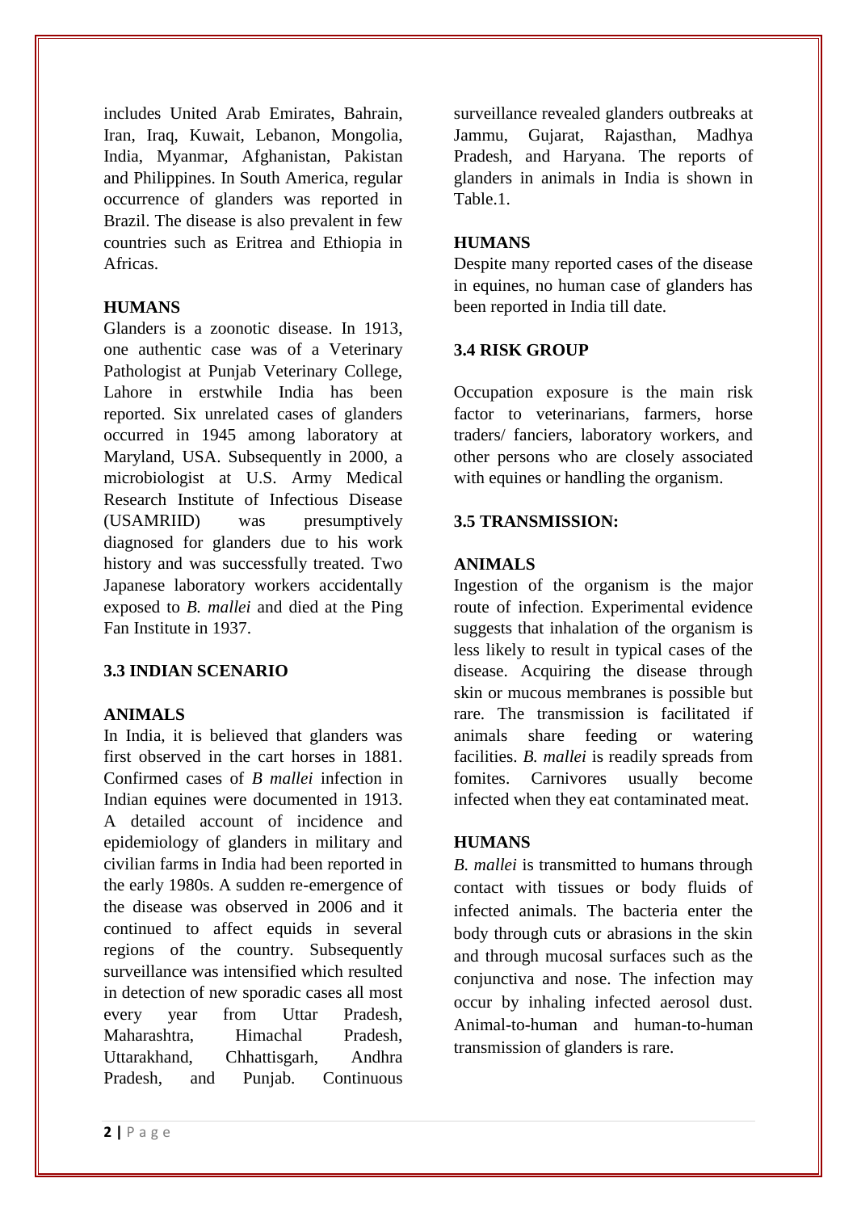includes United Arab Emirates, Bahrain, Iran, Iraq, Kuwait, Lebanon, Mongolia, India, Myanmar, Afghanistan, Pakistan and Philippines. In South America, regular occurrence of glanders was reported in Brazil. The disease is also prevalent in few countries such as Eritrea and Ethiopia in Africas.

**HUMANS**

Glanders is a zoonotic disease. In 1913, one authentic case was of a Veterinary Pathologist at Punjab Veterinary College, Lahore in erstwhile India has been reported. Six unrelated cases of glanders occurred in 1945 among laboratory at Maryland, USA. Subsequently in 2000, a microbiologist at U.S. Army Medical Research Institute of Infectious Disease (USAMRIID) was presumptively diagnosed for glanders due to his work history and was successfully treated. Two Japanese laboratory workers accidentally exposed to *B. mallei* and died at the Ping Fan Institute in 1937.

## 3.3 INDIAN SCENARIO

**ANIMALS**

In India, it is believed that glanders was first observed in the cart horses in 1881. Confirmed cases of *B mallei* infection in Indian equines were documented in 1913. A detailed account of incidence and epidemiology of glanders in military and civilian farms in India had been reported in the early 1980s. A sudden re-emergence of the disease was observed in 2006 and it continued to affect equids in several regions of the country. Subsequently surveillance was intensified which resulted in detection of new sporadic cases all most every year from Uttar Pradesh, Maharashtra, Himachal Pradesh, Uttarakhand, Chhattisgarh, Andhra Pradesh, and Punjab. Continuous surveillance revealed glanders outbreaks at Jammu, Gujarat, Rajasthan, Madhya Pradesh, and Haryana. The reports of glanders in animals in India is shown in Table.1.

**HUMANS**

Despite many reported cases of the disease in equines, no human case of glanders has been reported in India till date.

## 3.4 RISK GROUP

Occupation exposure is the main risk factor to veterinarians, farmers, horse traders/ fanciers, laboratory workers, and other persons who are closely associated with equines or handling the organism.

## 3.5 TRANSMISSION:

**ANIMALS**

Ingestion of the organism is the major route of infection. Experimental evidence suggests that inhalation of the organism is less likely to result in typical cases of the disease. Acquiring the disease through skin or mucous membranes is possible but rare. The transmission is facilitated if animals share feeding or watering facilities. *B. mallei* is readily spreads from fomites. Carnivores usually become infected when they eat contaminated meat.

**HUMANS**

*B. mallei* is transmitted to humans through contact with tissues or body fluids of infected animals. The bacteria enter the body through cuts or abrasions in the skin and through mucosal surfaces such as the conjunctiva and nose. The infection may occur by inhaling infected aerosol dust. Animal-to-human and human-to-human transmission of glanders is rare.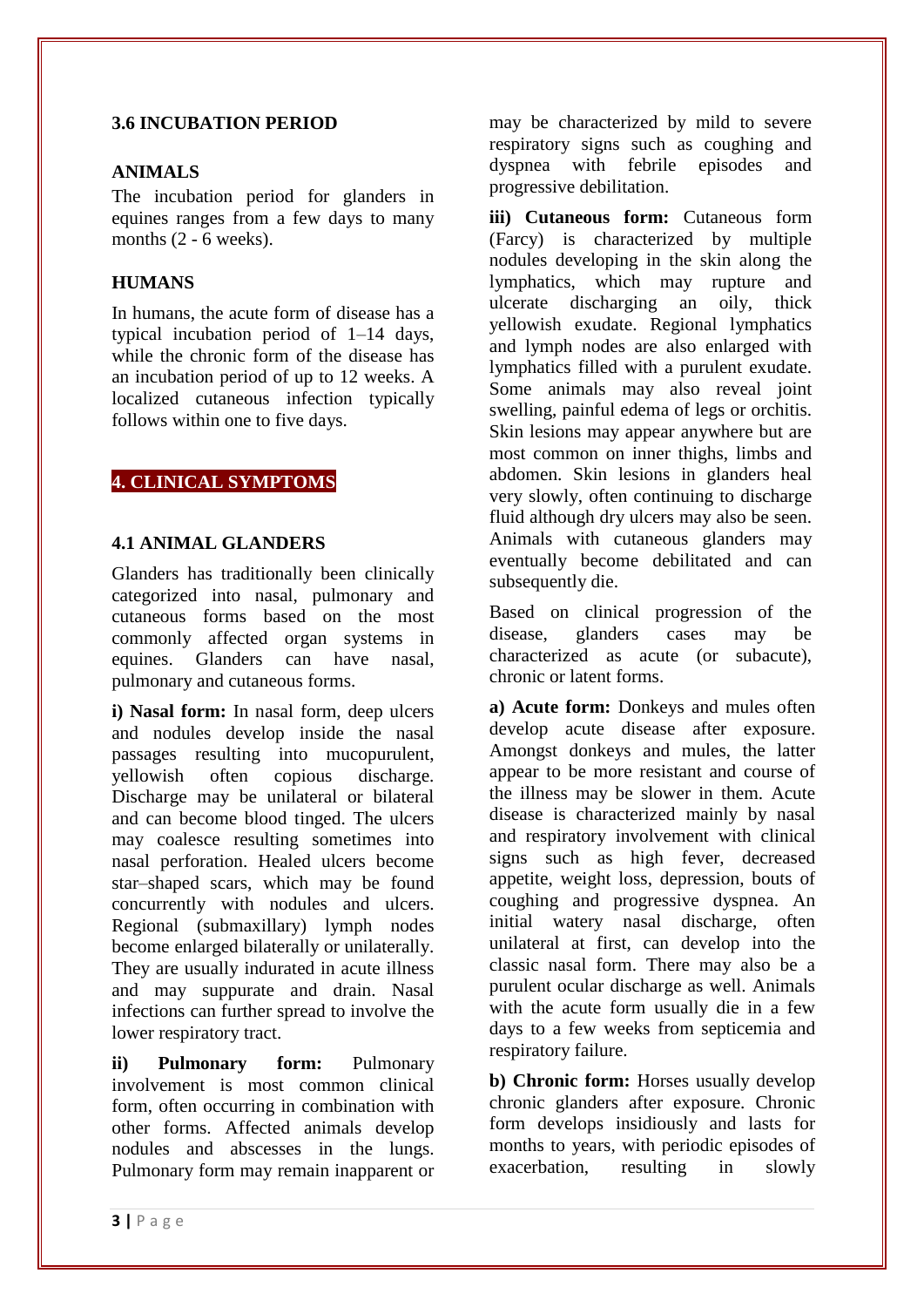### 3.6 INCUBATION PERIOD

#### ANIMALS

The incubation period for glanders in equines ranges from a few days to many months (2 - 6 weeks).

#### HUMANS

In humans, the acute form of disease has a typical incubation period of 1–14 days, while the chronic form of the disease has an incubation period of up to 12 weeks. A localized cutaneous infection typically follows within one to five days.

## 4. CLINICAL SYMPTOMS

### 4.1 ANIMAL GLANDERS

Glanders has traditionally been clinically categorized into nasal, pulmonary and cutaneous forms based on the most commonly affected organ systems in equines. Glanders can have nasal, pulmonary and cutaneous forms.

**i) Nasal form:** In nasal form, deep ulcers and nodules develop inside the nasal passages resulting into mucopurulent, yellowish often copious discharge. Discharge may be unilateral or bilateral and can become blood tinged. The ulcers may coalesce resulting sometimes into nasal perforation. Healed ulcers become star–shaped scars, which may be found concurrently with nodules and ulcers. Regional (submaxillary) lymph nodes become enlarged bilaterally or unilaterally. They are usually indurated in acute illness and may suppurate and drain. Nasal infections can further spread to involve the lower respiratory tract.

**ii) Pulmonary form:** Pulmonary involvement is most common clinical form, often occurring in combination with other forms. Affected animals develop nodules and abscesses in the lungs. Pulmonary form may remain inapparent or may be characterized by mild to severe respiratory signs such as coughing and dyspnea with febrile episodes and progressive debilitation.

**iii) Cutaneous form:** Cutaneous form (Farcy) is characterized by multiple nodules developing in the skin along the lymphatics, which may rupture and ulcerate discharging an oily, thick yellowish exudate. Regional lymphatics and lymph nodes are also enlarged with lymphatics filled with a purulent exudate. Some animals may also reveal joint swelling, painful edema of legs or orchitis. Skin lesions may appear anywhere but are most common on inner thighs, limbs and abdomen. Skin lesions in glanders heal very slowly, often continuing to discharge fluid although dry ulcers may also be seen. Animals with cutaneous glanders may eventually become debilitated and can subsequently die.

Based on clinical progression of the disease, glanders cases may be characterized as acute (or subacute), chronic or latent forms.

**a) Acute form:** Donkeys and mules often develop acute disease after exposure. Amongst donkeys and mules, the latter appear to be more resistant and course of the illness may be slower in them. Acute disease is characterized mainly by nasal and respiratory involvement with clinical signs such as high fever, decreased appetite, weight loss, depression, bouts of coughing and progressive dyspnea. An initial watery nasal discharge, often unilateral at first, can develop into the classic nasal form. There may also be a purulent ocular discharge as well. Animals with the acute form usually die in a few days to a few weeks from septicemia and respiratory failure.

**b) Chronic form:** Horses usually develop chronic glanders after exposure. Chronic form develops insidiously and lasts for months to years, with periodic episodes of exacerbation, resulting in slowly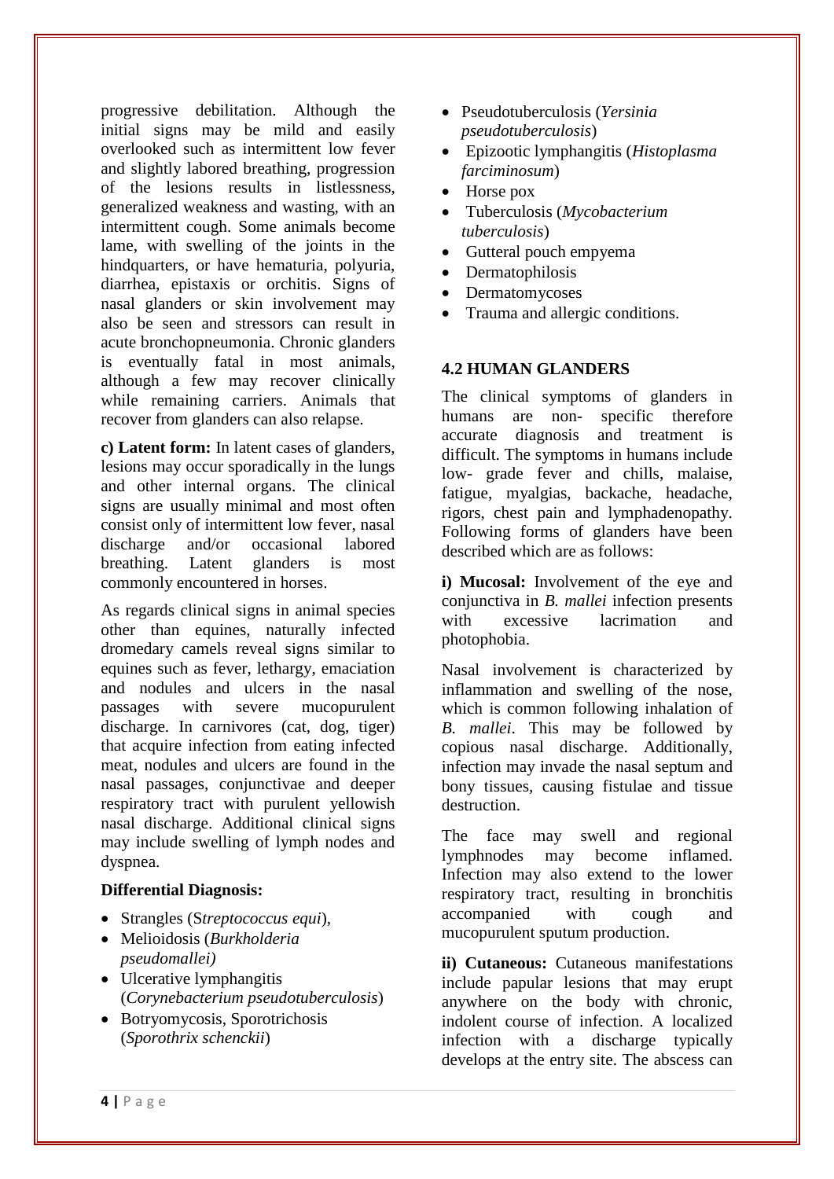progressive debilitation. Although the initial signs may be mild and easily overlooked such as intermittent low fever and slightly labored breathing, progression of the lesions results in listlessness, generalized weakness and wasting, with an intermittent cough. Some animals become lame, with swelling of the joints in the hindquarters, or have hematuria, polyuria, diarrhea, epistaxis or orchitis. Signs of nasal glanders or skin involvement may also be seen and stressors can result in acute bronchopneumonia. Chronic glanders is eventually fatal in most animals, although a few may recover clinically while remaining carriers. Animals that recover from glanders can also relapse.

**c) Latent form:** In latent cases of glanders, lesions may occur sporadically in the lungs and other internal organs. The clinical signs are usually minimal and most often consist only of intermittent low fever, nasal discharge and/or occasional labored breathing. Latent glanders is most commonly encountered in horses.

As regards clinical signs in animal species other than equines, naturally infected dromedary camels reveal signs similar to equines such as fever, lethargy, emaciation and nodules and ulcers in the nasal passages with severe mucopurulent discharge. In carnivores (cat, dog, tiger) that acquire infection from eating infected meat, nodules and ulcers are found in the nasal passages, conjunctivae and deeper respiratory tract with purulent yellowish nasal discharge. Additional clinical signs may include swelling of lymph nodes and dyspnea.

**Differential Diagnosis:**

- Strangles (S*treptococcus equi*),
- Melioidosis (*Burkholderia pseudomallei)*
- Ulcerative lymphangitis (*Corynebacterium pseudotuberculosis*)
- Botryomycosis, Sporotrichosis (*Sporothrix schenckii*)
- Pseudotuberculosis (*Yersinia pseudotuberculosis*)
- Epizootic lymphangitis (*Histoplasma farciminosum*)
- Horse pox
- Tuberculosis (*Mycobacterium tuberculosis*)
- Gutteral pouch empyema
- Dermatophilosis
- Dermatomycoses
- Trauma and allergic conditions.

## 4.2 HUMAN GLANDERS

The clinical symptoms of glanders in humans are non- specific therefore accurate diagnosis and treatment is difficult. The symptoms in humans include low- grade fever and chills, malaise, fatigue, myalgias, backache, headache, rigors, chest pain and lymphadenopathy. Following forms of glanders have been described which are as follows:

**i) Mucosal:** Involvement of the eye and conjunctiva in *B. mallei* infection presents with excessive lacrimation and photophobia.

Nasal involvement is characterized by inflammation and swelling of the nose, which is common following inhalation of *B. mallei*. This may be followed by copious nasal discharge. Additionally, infection may invade the nasal septum and bony tissues, causing fistulae and tissue destruction.

The face may swell and regional lymphnodes may become inflamed. Infection may also extend to the lower respiratory tract, resulting in bronchitis accompanied with cough and mucopurulent sputum production.

**ii) Cutaneous:** Cutaneous manifestations include papular lesions that may erupt anywhere on the body with chronic, indolent course of infection. A localized infection with a discharge typically develops at the entry site. The abscess can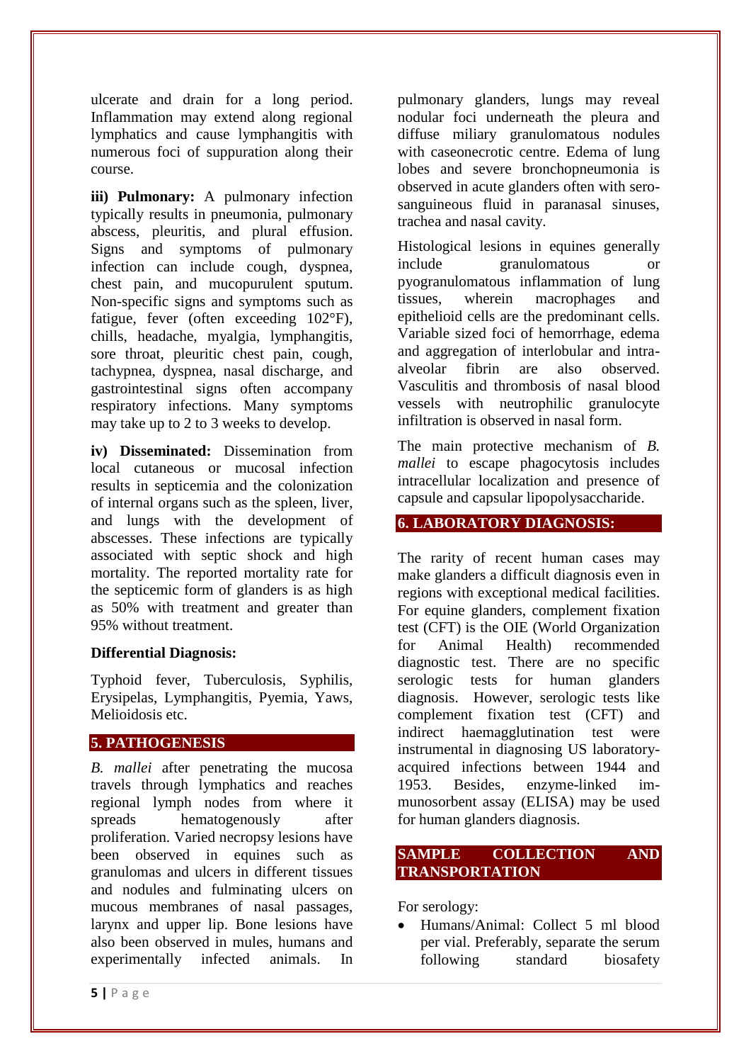ulcerate and drain for a long period. Inflammation may extend along regional lymphatics and cause lymphangitis with numerous foci of suppuration along their course.

**iii) Pulmonary:** A pulmonary infection typically results in pneumonia, pulmonary abscess, pleuritis, and plural effusion. Signs and symptoms of pulmonary infection can include cough, dyspnea, chest pain, and mucopurulent sputum. Non-specific signs and symptoms such as fatigue, fever (often exceeding 102°F), chills, headache, myalgia, lymphangitis, sore throat, pleuritic chest pain, cough, tachypnea, dyspnea, nasal discharge, and gastrointestinal signs often accompany respiratory infections. Many symptoms may take up to 2 to 3 weeks to develop.

**iv) Disseminated:** Dissemination from local cutaneous or mucosal infection results in septicemia and the colonization of internal organs such as the spleen, liver, and lungs with the development of abscesses. These infections are typically associated with septic shock and high mortality. The reported mortality rate for the septicemic form of glanders is as high as 50% with treatment and greater than 95% without treatment.

**Differential Diagnosis:**

Typhoid fever, Tuberculosis, Syphilis, Erysipelas, Lymphangitis, Pyemia, Yaws, Melioidosis etc.

## 5. PATHOGENESIS

*B. mallei* after penetrating the mucosa travels through lymphatics and reaches regional lymph nodes from where it spreads hematogenously after proliferation. Varied necropsy lesions have been observed in equines such as granulomas and ulcers in different tissues and nodules and fulminating ulcers on mucous membranes of nasal passages, larynx and upper lip. Bone lesions have also been observed in mules, humans and experimentally infected animals. In pulmonary glanders, lungs may reveal nodular foci underneath the pleura and diffuse miliary granulomatous nodules with caseonecrotic centre. Edema of lung lobes and severe bronchopneumonia is observed in acute glanders often with sero-sanguineous fluid in paranasal sinuses, trachea and nasal cavity.

Histological lesions in equines generally include granulomatous or pyogranulomatous inflammation of lung tissues, wherein macrophages and epithelioid cells are the predominant cells. Variable sized foci of hemorrhage, edema and aggregation of interlobular and intra-alveolar fibrin are also observed. Vasculitis and thrombosis of nasal blood vessels with neutrophilic granulocyte infiltration is observed in nasal form.

The main protective mechanism of *B. mallei* to escape phagocytosis includes intracellular localization and presence of capsule and capsular lipopolysaccharide.

## 6. LABORATORY DIAGNOSIS:

The rarity of recent human cases may make glanders a difficult diagnosis even in regions with exceptional medical facilities. For equine glanders, complement fixation test (CFT) is the OIE (World Organization for Animal Health) recommended diagnostic test. There are no specific serologic tests for human glanders diagnosis. However, serologic tests like complement fixation test (CFT) and indirect haemagglutination test were instrumental in diagnosing US laboratory-acquired infections between 1944 and 1953. Besides, enzyme-linked immunosorbent assay (ELISA) may be used for human glanders diagnosis.

### SAMPLE COLLECTION AND TRANSPORTATION

For serology:

- Humans/Animal: Collect 5 ml blood per vial. Preferably, separate the serum following standard biosafety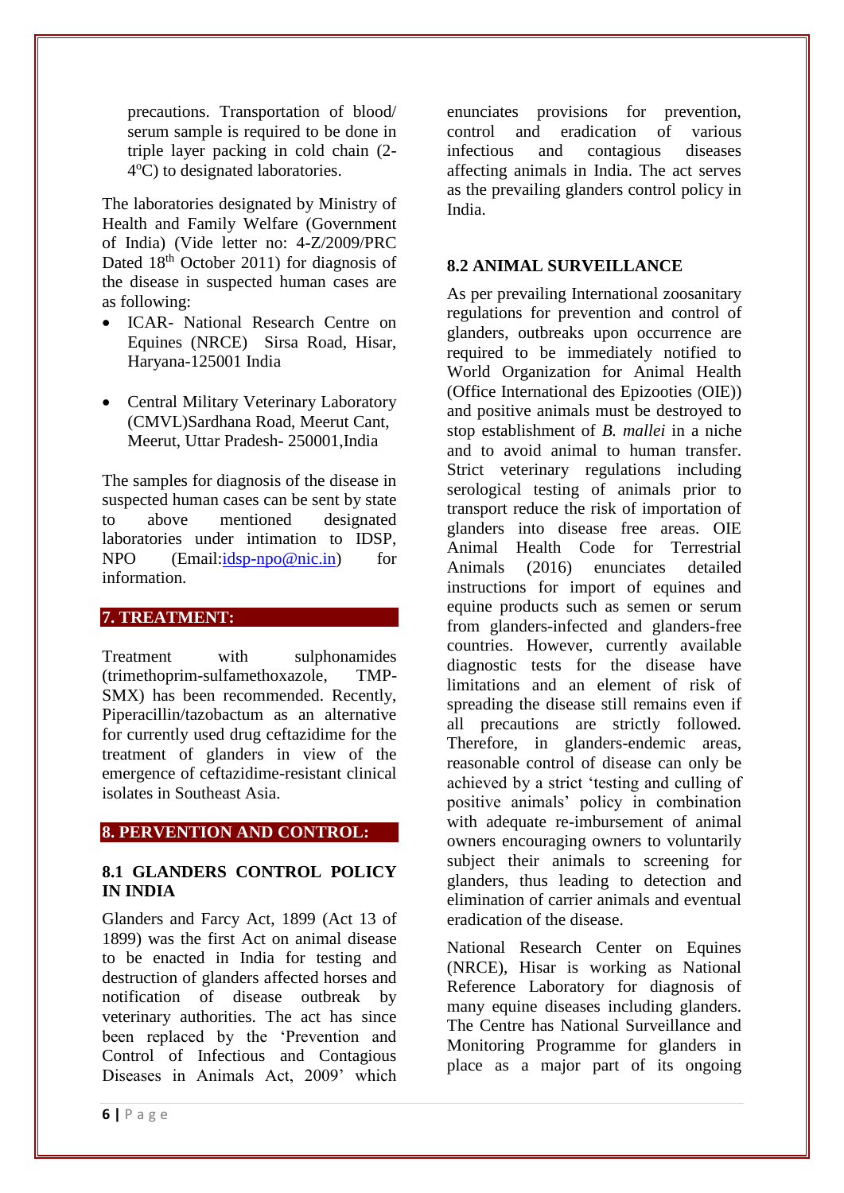precautions. Transportation of blood/ serum sample is required to be done in triple layer packing in cold chain (2-4$^{o}$C) to designated laboratories.

The laboratories designated by Ministry of Health and Family Welfare (Government of India) (Vide letter no: 4-Z/2009/PRC Dated 18th October 2011) for diagnosis of the disease in suspected human cases are as following:

- ICAR- National Research Centre on Equines (NRCE) Sirsa Road, Hisar, Haryana-125001 India
- Central Military Veterinary Laboratory (CMVL)Sardhana Road, Meerut Cant, Meerut, Uttar Pradesh- 250001,India

The samples for diagnosis of the disease in suspected human cases can be sent by state to above mentioned designated laboratories under intimation to IDSP, NPO (Email:idsp-npo@nic.in) for information.

## 7. TREATMENT:

Treatment with sulphonamides (trimethoprim-sulfamethoxazole, TMP-SMX) has been recommended. Recently, Piperacillin/tazobactum as an alternative for currently used drug ceftazidime for the treatment of glanders in view of the emergence of ceftazidime-resistant clinical isolates in Southeast Asia.

## 8. PERVENTION AND CONTROL:

### 8.1 GLANDERS CONTROL POLICY IN INDIA

Glanders and Farcy Act, 1899 (Act 13 of 1899) was the first Act on animal disease to be enacted in India for testing and destruction of glanders affected horses and notification of disease outbreak by veterinary authorities. The act has since been replaced by the 'Prevention and Control of Infectious and Contagious Diseases in Animals Act, 2009' which enunciates provisions for prevention, control and eradication of various infectious and contagious diseases affecting animals in India. The act serves as the prevailing glanders control policy in India.

### 8.2 ANIMAL SURVEILLANCE

As per prevailing International zoosanitary regulations for prevention and control of glanders, outbreaks upon occurrence are required to be immediately notified to World Organization for Animal Health (Office International des Epizooties (OIE)) and positive animals must be destroyed to stop establishment of *B. mallei* in a niche and to avoid animal to human transfer. Strict veterinary regulations including serological testing of animals prior to transport reduce the risk of importation of glanders into disease free areas. OIE Animal Health Code for Terrestrial Animals (2016) enunciates detailed instructions for import of equines and equine products such as semen or serum from glanders-infected and glanders-free countries. However, currently available diagnostic tests for the disease have limitations and an element of risk of spreading the disease still remains even if all precautions are strictly followed. Therefore, in glanders-endemic areas, reasonable control of disease can only be achieved by a strict 'testing and culling of positive animals' policy in combination with adequate re-imbursement of animal owners encouraging owners to voluntarily subject their animals to screening for glanders, thus leading to detection and elimination of carrier animals and eventual eradication of the disease.

National Research Center on Equines (NRCE), Hisar is working as National Reference Laboratory for diagnosis of many equine diseases including glanders. The Centre has National Surveillance and Monitoring Programme for glanders in place as a major part of its ongoing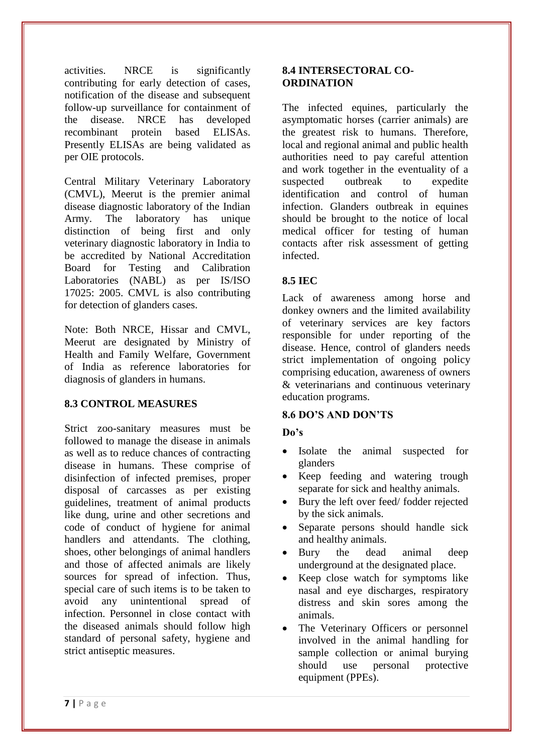activities. NRCE is significantly contributing for early detection of cases, notification of the disease and subsequent follow-up surveillance for containment of the disease. NRCE has developed recombinant protein based ELISAs. Presently ELISAs are being validated as per OIE protocols.

Central Military Veterinary Laboratory (CMVL), Meerut is the premier animal disease diagnostic laboratory of the Indian Army. The laboratory has unique distinction of being first and only veterinary diagnostic laboratory in India to be accredited by National Accreditation Board for Testing and Calibration Laboratories (NABL) as per IS/ISO 17025: 2005. CMVL is also contributing for detection of glanders cases.

Note: Both NRCE, Hissar and CMVL, Meerut are designated by Ministry of Health and Family Welfare, Government of India as reference laboratories for diagnosis of glanders in humans.

## 8.3 CONTROL MEASURES

Strict zoo-sanitary measures must be followed to manage the disease in animals as well as to reduce chances of contracting disease in humans. These comprise of disinfection of infected premises, proper disposal of carcasses as per existing guidelines, treatment of animal products like dung, urine and other secretions and code of conduct of hygiene for animal handlers and attendants. The clothing, shoes, other belongings of animal handlers and those of affected animals are likely sources for spread of infection. Thus, special care of such items is to be taken to avoid any unintentional spread of infection. Personnel in close contact with the diseased animals should follow high standard of personal safety, hygiene and strict antiseptic measures.

## 8.4 INTERSECTORAL CO-ORDINATION

The infected equines, particularly the asymptomatic horses (carrier animals) are the greatest risk to humans. Therefore, local and regional animal and public health authorities need to pay careful attention and work together in the eventuality of a suspected outbreak to expedite identification and control of human infection. Glanders outbreak in equines should be brought to the notice of local medical officer for testing of human contacts after risk assessment of getting infected.

## 8.5 IEC

Lack of awareness among horse and donkey owners and the limited availability of veterinary services are key factors responsible for under reporting of the disease. Hence, control of glanders needs strict implementation of ongoing policy comprising education, awareness of owners & veterinarians and continuous veterinary education programs.

## 8.6 DO'S AND DON'TS

**Do's**

- Isolate the animal suspected for glanders
- Keep feeding and watering trough separate for sick and healthy animals.
- Bury the left over feed/ fodder rejected by the sick animals.
- Separate persons should handle sick and healthy animals.
- Bury the dead animal deep underground at the designated place.
- Keep close watch for symptoms like nasal and eye discharges, respiratory distress and skin sores among the animals.
- The Veterinary Officers or personnel involved in the animal handling for sample collection or animal burying should use personal protective equipment (PPEs).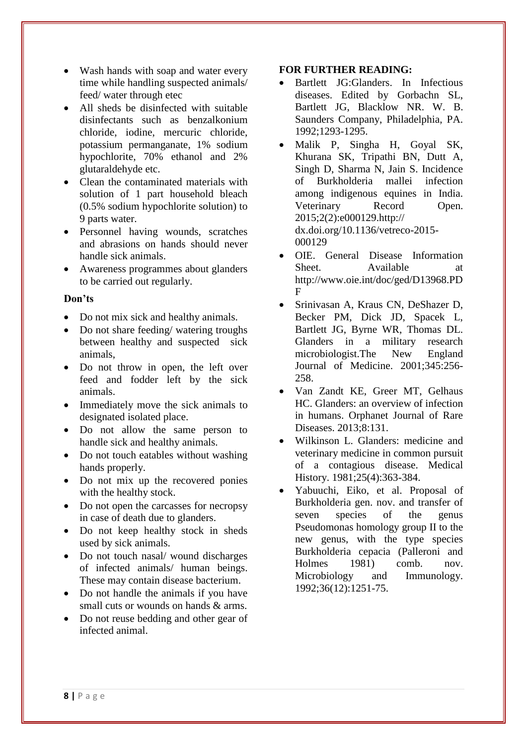- Wash hands with soap and water every time while handling suspected animals/ feed/ water through etec
- All sheds be disinfected with suitable disinfectants such as benzalkonium chloride, iodine, mercuric chloride, potassium permanganate, 1% sodium hypochlorite, 70% ethanol and 2% glutaraldehyde etc.
- Clean the contaminated materials with solution of 1 part household bleach (0.5% sodium hypochlorite solution) to 9 parts water.
- Personnel having wounds, scratches and abrasions on hands should never handle sick animals.
- Awareness programmes about glanders to be carried out regularly.

**Don'ts**

- Do not mix sick and healthy animals.
- Do not share feeding/ watering troughs between healthy and suspected sick animals,
- Do not throw in open, the left over feed and fodder left by the sick animals.
- Immediately move the sick animals to designated isolated place.
- Do not allow the same person to handle sick and healthy animals.
- Do not touch eatables without washing hands properly.
- Do not mix up the recovered ponies with the healthy stock.
- Do not open the carcasses for necropsy in case of death due to glanders.
- Do not keep healthy stock in sheds used by sick animals.
- Do not touch nasal/ wound discharges of infected animals/ human beings. These may contain disease bacterium.
- Do not handle the animals if you have small cuts or wounds on hands & arms.
- Do not reuse bedding and other gear of infected animal.

**FOR FURTHER READING:**

- Bartlett JG:Glanders. In Infectious diseases. Edited by Gorbachn SL, Bartlett JG, Blacklow NR. W. B. Saunders Company, Philadelphia, PA. 1992;1293-1295.
- Malik P, Singha H, Goyal SK, Khurana SK, Tripathi BN, Dutt A, Singh D, Sharma N, Jain S. Incidence of Burkholderia mallei infection among indigenous equines in India. Veterinary Record Open. 2015;2(2):e000129.http:// dx.doi.org/10.1136/vetreco-2015-000129
- OIE. General Disease Information Sheet. Available at http://www.oie.int/doc/ged/D13968.PDF
- Srinivasan A, Kraus CN, DeShazer D, Becker PM, Dick JD, Spacek L, Bartlett JG, Byrne WR, Thomas DL. Glanders in a military research microbiologist.The New England Journal of Medicine. 2001;345:256-258.
- Van Zandt KE, Greer MT, Gelhaus HC. Glanders: an overview of infection in humans. Orphanet Journal of Rare Diseases. 2013;8:131.
- Wilkinson L. Glanders: medicine and veterinary medicine in common pursuit of a contagious disease. Medical History. 1981;25(4):363-384.
- Yabuuchi, Eiko, et al. Proposal of Burkholderia gen. nov. and transfer of seven species of the genus Pseudomonas homology group II to the new genus, with the type species Burkholderia cepacia (Palleroni and Holmes 1981) comb. nov. Microbiology and Immunology. 1992;36(12):1251-75.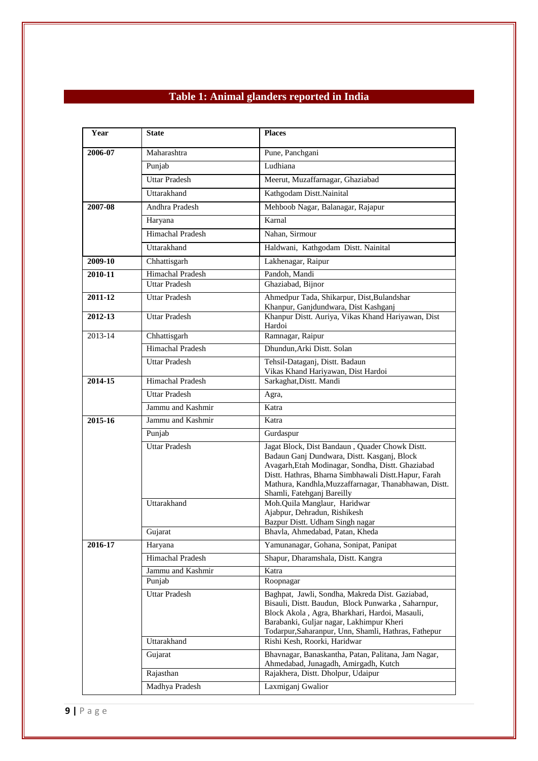# Table 1: Animal glanders reported in India

| Year | State | Places |
|---|---|---|
| **2006-07** | Maharashtra | Pune, Panchgani |
| | Punjab | Ludhiana |
| | Uttar Pradesh | Meerut, Muzaffarnagar, Ghaziabad |
| | Uttarakhand | Kathgodam Distt.Nainital |
| **2007-08** | Andhra Pradesh | Mehboob Nagar, Balanagar, Rajapur |
| | Haryana | Karnal |
| | Himachal Pradesh | Nahan, Sirmour |
| | Uttarakhand | Haldwani, Kathgodam Distt. Nainital |
| **2009-10** | Chhattisgarh | Lakhenagar, Raipur |
| **2010-11** | Himachal Pradesh | Pandoh, Mandi |
| | Uttar Pradesh | Ghaziabad, Bijnor |
| **2011-12** | Uttar Pradesh | Ahmedpur Tada, Shikarpur, Dist,Bulandshar Khanpur, Ganjdundwara, Dist Kashganj |
| **2012-13** | Uttar Pradesh | Khanpur Distt. Auriya, Vikas Khand Hariyawan, Dist Hardoi |
| 2013-14 | Chhattisgarh | Ramnagar, Raipur |
| | Himachal Pradesh | Dhundun,Arki Distt. Solan |
| | Uttar Pradesh | Tehsil-Dataganj, Distt. Badaun Vikas Khand Hariyawan, Dist Hardoi |
| **2014-15** | Himachal Pradesh | Sarkaghat,Distt. Mandi |
| | Uttar Pradesh | Agra, |
| | Jammu and Kashmir | Katra |
| **2015-16** | Jammu and Kashmir | Katra |
| | Punjab | Gurdaspur |
| | Uttar Pradesh | Jagat Block, Dist Bandaun , Quader Chowk Distt. Badaun Ganj Dundwara, Distt. Kasganj, Block Avagarh,Etah Modinagar, Sondha, Distt. Ghaziabad Distt. Hathras, Bharna Simbhawali Distt.Hapur, Farah Mathura, Kandhla,Muzzaffarnagar, Thanabhawan, Distt. Shamli, Fatehganj Bareilly |
| | Uttarakhand | Moh.Quila Manglaur, Haridwar Ajabpur, Dehradun, Rishikesh Bazpur Distt. Udham Singh nagar |
| | Gujarat | Bhavla, Ahmedabad, Patan, Kheda |
| **2016-17** | Haryana | Yamunanagar, Gohana, Sonipat, Panipat |
| | Himachal Pradesh | Shapur, Dharamshala, Distt. Kangra |
| | Jammu and Kashmir | Katra |
| | Punjab | Roopnagar |
| | Uttar Pradesh | Baghpat, Jawli, Sondha, Makreda Dist. Gaziabad, Bisauli, Distt. Baudun, Block Punwarka , Saharnpur, Block Akola , Agra, Bharkhari, Hardoi, Masauli, Barabanki, Guljar nagar, Lakhimpur Kheri Todarpur,Saharanpur, Unn, Shamli, Hathras, Fathepur |
| | Uttarakhand | Rishi Kesh, Roorki, Haridwar |
| | Gujarat | Bhavnagar, Banaskantha, Patan, Palitana, Jam Nagar, Ahmedabad, Junagadh, Amirgadh, Kutch |
| | Rajasthan | Rajakhera, Distt. Dholpur, Udaipur |
| | Madhya Pradesh | Laxmiganj Gwalior |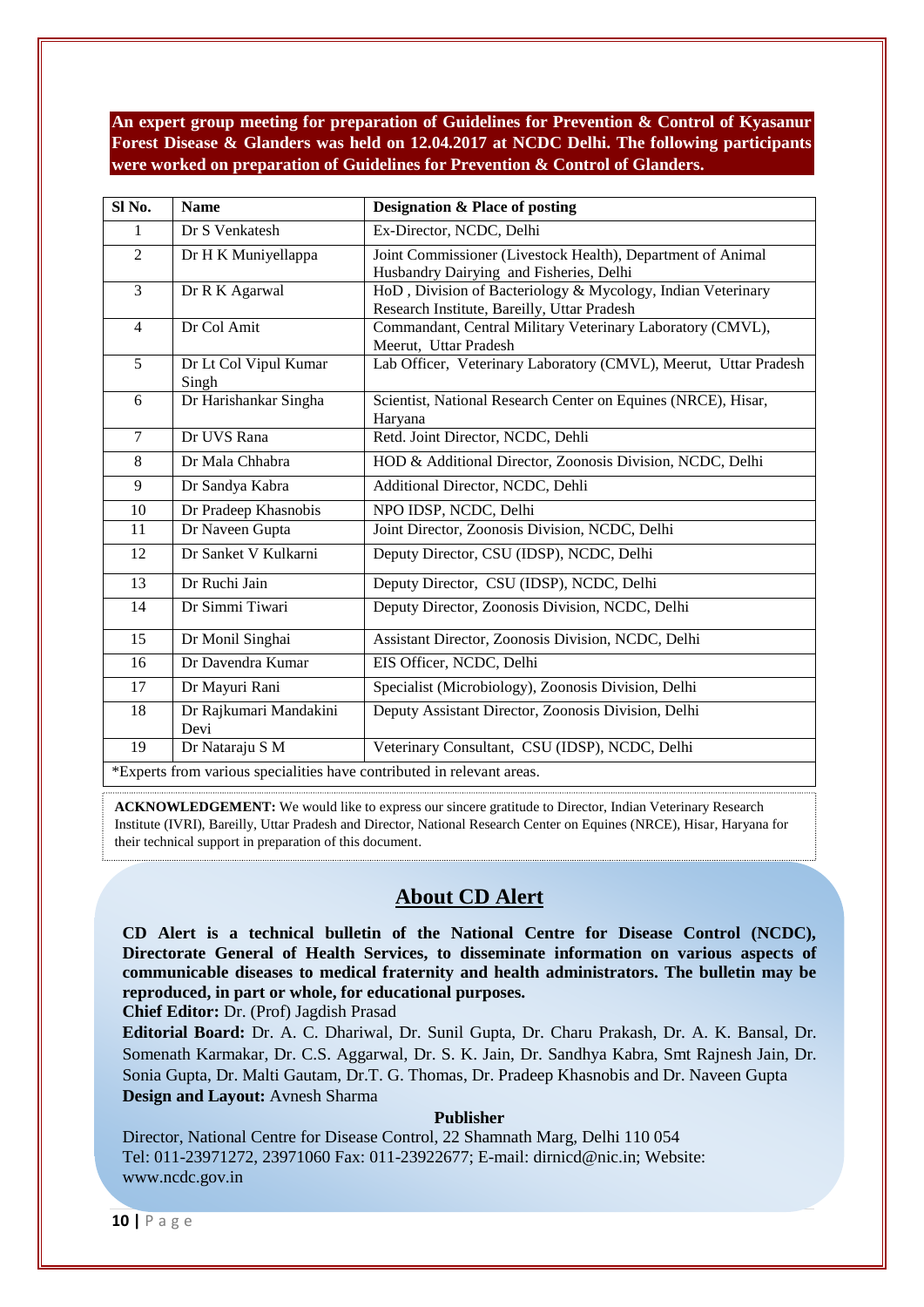**An expert group meeting for preparation of Guidelines for Prevention & Control of Kyasanur Forest Disease & Glanders was held on 12.04.2017 at NCDC Delhi. The following participants were worked on preparation of Guidelines for Prevention & Control of Glanders.**

| Sl No. | Name | Designation & Place of posting |
|---|---|---|
| 1 | Dr S Venkatesh | Ex-Director, NCDC, Delhi |
| 2 | Dr H K Muniyellappa | Joint Commissioner (Livestock Health), Department of Animal Husbandry Dairying and Fisheries, Delhi |
| 3 | Dr R K Agarwal | HoD , Division of Bacteriology & Mycology, Indian Veterinary Research Institute, Bareilly, Uttar Pradesh |
| 4 | Dr Col Amit | Commandant, Central Military Veterinary Laboratory (CMVL), Meerut, Uttar Pradesh |
| 5 | Dr Lt Col Vipul Kumar Singh | Lab Officer, Veterinary Laboratory (CMVL), Meerut, Uttar Pradesh |
| 6 | Dr Harishankar Singha | Scientist, National Research Center on Equines (NRCE), Hisar, Haryana |
| 7 | Dr UVS Rana | Retd. Joint Director, NCDC, Dehli |
| 8 | Dr Mala Chhabra | HOD & Additional Director, Zoonosis Division, NCDC, Delhi |
| 9 | Dr Sandya Kabra | Additional Director, NCDC, Dehli |
| 10 | Dr Pradeep Khasnobis | NPO IDSP, NCDC, Delhi |
| 11 | Dr Naveen Gupta | Joint Director, Zoonosis Division, NCDC, Delhi |
| 12 | Dr Sanket V Kulkarni | Deputy Director, CSU (IDSP), NCDC, Delhi |
| 13 | Dr Ruchi Jain | Deputy Director, CSU (IDSP), NCDC, Delhi |
| 14 | Dr Simmi Tiwari | Deputy Director, Zoonosis Division, NCDC, Delhi |
| 15 | Dr Monil Singhai | Assistant Director, Zoonosis Division, NCDC, Delhi |
| 16 | Dr Davendra Kumar | EIS Officer, NCDC, Delhi |
| 17 | Dr Mayuri Rani | Specialist (Microbiology), Zoonosis Division, Delhi |
| 18 | Dr Rajkumari Mandakini Devi | Deputy Assistant Director, Zoonosis Division, Delhi |
| 19 | Dr Nataraju S M | Veterinary Consultant, CSU (IDSP), NCDC, Delhi |

*Experts from various specialities have contributed in relevant areas.

**ACKNOWLEDGEMENT:** We would like to express our sincere gratitude to Director, Indian Veterinary Research Institute (IVRI), Bareilly, Uttar Pradesh and Director, National Research Center on Equines (NRCE), Hisar, Haryana for their technical support in preparation of this document.

## About CD Alert

**CD Alert is a technical bulletin of the National Centre for Disease Control (NCDC), Directorate General of Health Services, to disseminate information on various aspects of communicable diseases to medical fraternity and health administrators. The bulletin may be reproduced, in part or whole, for educational purposes.**

**Chief Editor:** Dr. (Prof) Jagdish Prasad

**Editorial Board:** Dr. A. C. Dhariwal, Dr. Sunil Gupta, Dr. Charu Prakash, Dr. A. K. Bansal, Dr. Somenath Karmakar, Dr. C.S. Aggarwal, Dr. S. K. Jain, Dr. Sandhya Kabra, Smt Rajnesh Jain, Dr. Sonia Gupta, Dr. Malti Gautam, Dr.T. G. Thomas, Dr. Pradeep Khasnobis and Dr. Naveen Gupta

**Design and Layout:** Avnesh Sharma

**Publisher**

Director, National Centre for Disease Control, 22 Shamnath Marg, Delhi 110 054
Tel: 011-23971272, 23971060 Fax: 011-23922677; E-mail: dirnicd@nic.in; Website: www.ncdc.gov.in